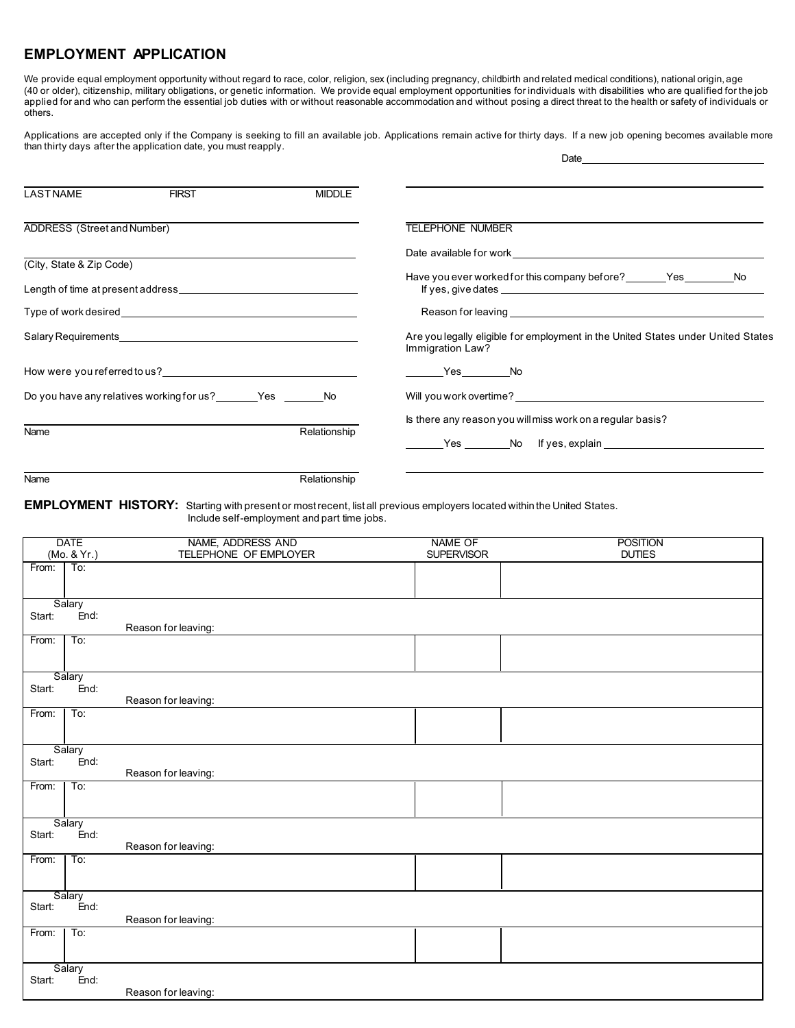# EMPLOYMENT APPLICATION

We provide equal employment opportunity without regard to race, color, religion, sex (including pregnancy, childbirth and related medical conditions), national origin, age (40 or older), citizenship, military obligations, or genetic information. We provide equal employment opportunities for individuals with disabilities who are qualified for the job applied for and who can perform the essential job duties with or without reasonable accommodation and without posing a direct threat to the health or safety of individuals or others.

Applications are accepted only if the Company is seeking to fill an available job. Applications remain active for thirty days. If a new job opening becomes available more than thirty days after the application date, you must reapply.

Date_______________________________

LAST NAME _______________ FIRST _______________ MIDDLE _______________

ADDRESS (Street and Number) _______________________________

(City, State & Zip Code) _______________________________

Length of time at present address _______________________________

Type of work desired _______________________________

Salary Requirements _______________________________

How were you referred to us? _______________________________

Do you have any relatives working for us? _______Yes _______No

Name _______________________________ Relationship _______________

Name _______________________________ Relationship _______________

TELEPHONE NUMBER _______________________________

Date available for work _______________________________

Have you ever worked for this company before? _______Yes _______No
If yes, give dates _______________________________

Reason for leaving _______________________________

Are you legally eligible for employment in the United States under United States Immigration Law?

_______Yes _______No

Will you work overtime? _______________________________

Is there any reason you will miss work on a regular basis?

_______Yes _______No If yes, explain _______________________________

## EMPLOYMENT HISTORY:

Starting with present or most recent, list all previous employers located within the United States. Include self-employment and part time jobs.

| DATE (Mo. & Yr.) | NAME, ADDRESS AND TELEPHONE OF EMPLOYER | NAME OF SUPERVISOR | POSITION DUTIES |
|---|---|---|---|
| From: To: | | | |
| Salary Start: End: | Reason for leaving: | | |
| From: To: | | | |
| Salary Start: End: | Reason for leaving: | | |
| From: To: | | | |
| Salary Start: End: | Reason for leaving: | | |
| From: To: | | | |
| Salary Start: End: | Reason for leaving: | | |
| From: To: | | | |
| Salary Start: End: | Reason for leaving: | | |
| From: To: | | | |
| Salary Start: End: | Reason for leaving: | | |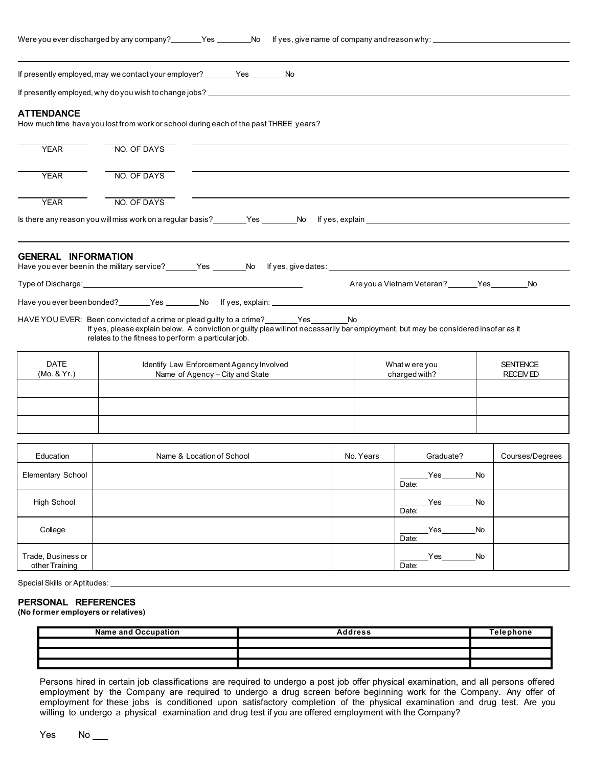Were you ever discharged by any company? _______ Yes _______ No If yes, give name of company and reason why: _______________

If presently employed, may we contact your employer? _______ Yes _______ No

If presently employed, why do you wish to change jobs? _______________

## ATTENDANCE

How much time have you lost from work or school during each of the past THREE years?

_______ YEAR _______ NO. OF DAYS _______________

_______ YEAR _______ NO. OF DAYS _______________

_______ YEAR _______ NO. OF DAYS _______________

Is there any reason you will miss work on a regular basis? _______ Yes _______ No If yes, explain _______________

## GENERAL INFORMATION

Have you ever been in the military service? _______ Yes _______ No If yes, give dates: _______________

Type of Discharge: _______________ Are you a Vietnam Veteran? _______ Yes _______ No

Have you ever been bonded? _______ Yes _______ No If yes, explain: _______________

HAVE YOU EVER: Been convicted of a crime or plead guilty to a crime? _______ Yes _______ No
If yes, please explain below. A conviction or guilty plea will not necessarily bar employment, but may be considered insofar as it relates to the fitness to perform a particular job.

| DATE (Mo. & Yr.) | Identify Law Enforcement Agency Involved Name of Agency – City and State | What were you charged with? | SENTENCE RECEIVED |
|---|---|---|---|
| | | | |
| | | | |
| | | | |

| Education | Name & Location of School | No. Years | Graduate? | Courses/Degrees |
|---|---|---|---|---|
| Elementary School | | | _____ Yes _____ No Date: | |
| High School | | | _____ Yes _____ No Date: | |
| College | | | _____ Yes _____ No Date: | |
| Trade, Business or other Training | | | _____ Yes _____ No Date: | |

Special Skills or Aptitudes: _______________

## PERSONAL REFERENCES

**(No former employers or relatives)**

| Name and Occupation | Address | Telephone |
|---|---|---|
| | | |
| | | |
| | | |

Persons hired in certain job classifications are required to undergo a post job offer physical examination, and all persons offered employment by the Company are required to undergo a drug screen before beginning work for the Company. Any offer of employment for these jobs is conditioned upon satisfactory completion of the physical examination and drug test. Are you willing to undergo a physical examination and drug test if you are offered employment with the Company?

Yes No ___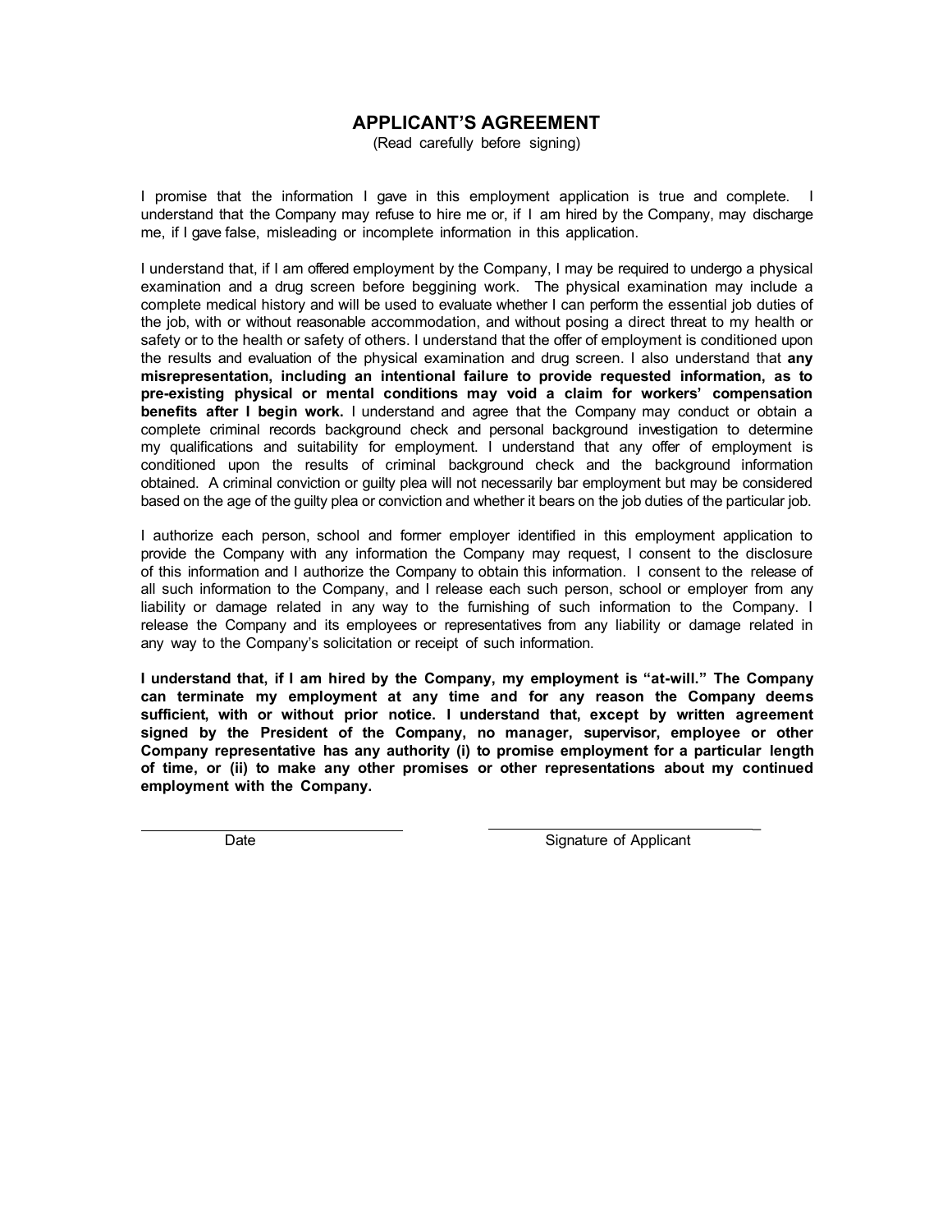# APPLICANT'S AGREEMENT

(Read carefully before signing)

I promise that the information I gave in this employment application is true and complete. I understand that the Company may refuse to hire me or, if I am hired by the Company, may discharge me, if I gave false, misleading or incomplete information in this application.

I understand that, if I am offered employment by the Company, I may be required to undergo a physical examination and a drug screen before beggining work. The physical examination may include a complete medical history and will be used to evaluate whether I can perform the essential job duties of the job, with or without reasonable accommodation, and without posing a direct threat to my health or safety or to the health or safety of others. I understand that the offer of employment is conditioned upon the results and evaluation of the physical examination and drug screen. I also understand that **any misrepresentation, including an intentional failure to provide requested information, as to pre-existing physical or mental conditions may void a claim for workers' compensation benefits after I begin work.** I understand and agree that the Company may conduct or obtain a complete criminal records background check and personal background investigation to determine my qualifications and suitability for employment. I understand that any offer of employment is conditioned upon the results of criminal background check and the background information obtained. A criminal conviction or guilty plea will not necessarily bar employment but may be considered based on the age of the guilty plea or conviction and whether it bears on the job duties of the particular job.

I authorize each person, school and former employer identified in this employment application to provide the Company with any information the Company may request, I consent to the disclosure of this information and I authorize the Company to obtain this information. I consent to the release of all such information to the Company, and I release each such person, school or employer from any liability or damage related in any way to the furnishing of such information to the Company. I release the Company and its employees or representatives from any liability or damage related in any way to the Company's solicitation or receipt of such information.

**I understand that, if I am hired by the Company, my employment is "at-will." The Company can terminate my employment at any time and for any reason the Company deems sufficient, with or without prior notice. I understand that, except by written agreement signed by the President of the Company, no manager, supervisor, employee or other Company representative has any authority (i) to promise employment for a particular length of time, or (ii) to make any other promises or other representations about my continued employment with the Company.**

______________________________ Date

______________________________ Signature of Applicant